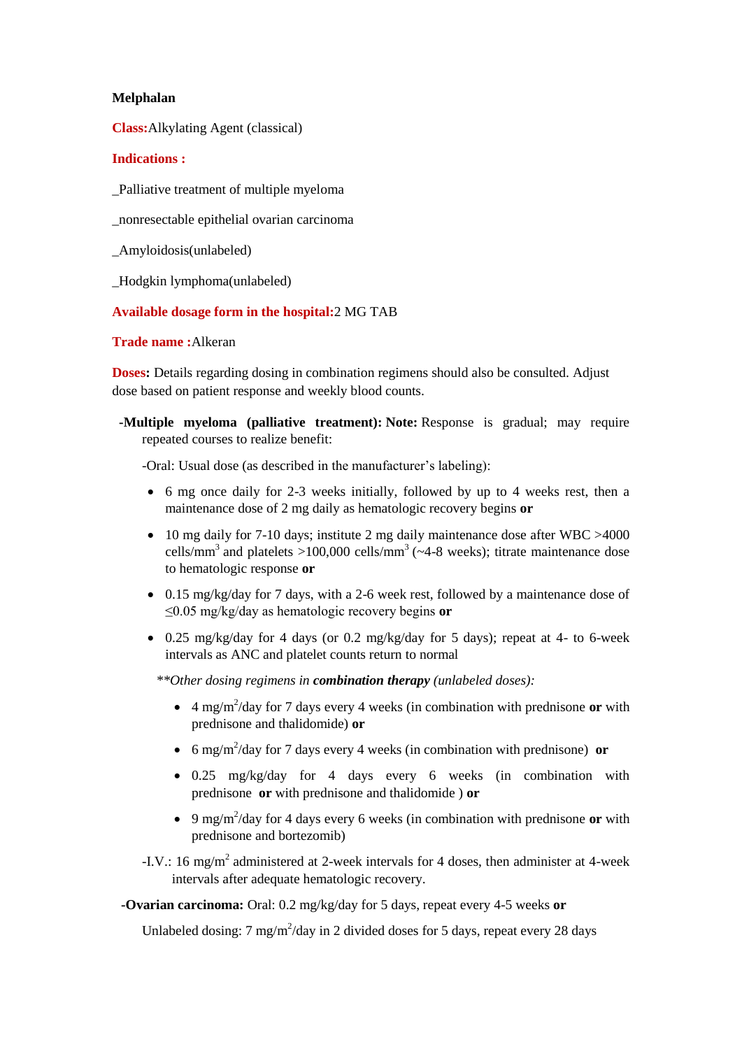**Melphalan**

**Class:** Alkylating Agent (classical)

**Indications :**

_Palliative treatment of multiple myeloma

_nonresectable epithelial ovarian carcinoma

_Amyloidosis(unlabeled)

_Hodgkin lymphoma(unlabeled)

**Available dosage form in the hospital:** 2 MG TAB

**Trade name :** Alkeran

**Doses:** Details regarding dosing in combination regimens should also be consulted. Adjust dose based on patient response and weekly blood counts.

**-Multiple myeloma (palliative treatment): Note:** Response is gradual; may require repeated courses to realize benefit:

-Oral: Usual dose (as described in the manufacturer's labeling):

- 6 mg once daily for 2-3 weeks initially, followed by up to 4 weeks rest, then a maintenance dose of 2 mg daily as hematologic recovery begins **or**
- 10 mg daily for 7-10 days; institute 2 mg daily maintenance dose after WBC >4000 cells/mm$^3$ and platelets >100,000 cells/mm$^3$ (~4-8 weeks); titrate maintenance dose to hematologic response **or**
- 0.15 mg/kg/day for 7 days, with a 2-6 week rest, followed by a maintenance dose of ≤0.05 mg/kg/day as hematologic recovery begins **or**
- 0.25 mg/kg/day for 4 days (or 0.2 mg/kg/day for 5 days); repeat at 4- to 6-week intervals as ANC and platelet counts return to normal

*\*\*Other dosing regimens in **combination therapy** (unlabeled doses):*

- 4 mg/m$^2$/day for 7 days every 4 weeks (in combination with prednisone **or** with prednisone and thalidomide) **or**
- 6 mg/m$^2$/day for 7 days every 4 weeks (in combination with prednisone) **or**
- 0.25 mg/kg/day for 4 days every 6 weeks (in combination with prednisone **or** with prednisone and thalidomide ) **or**
- 9 mg/m$^2$/day for 4 days every 6 weeks (in combination with prednisone **or** with prednisone and bortezomib)

-I.V.: 16 mg/m$^2$ administered at 2-week intervals for 4 doses, then administer at 4-week intervals after adequate hematologic recovery.

**-Ovarian carcinoma:** Oral: 0.2 mg/kg/day for 5 days, repeat every 4-5 weeks **or**

Unlabeled dosing: 7 mg/m$^2$/day in 2 divided doses for 5 days, repeat every 28 days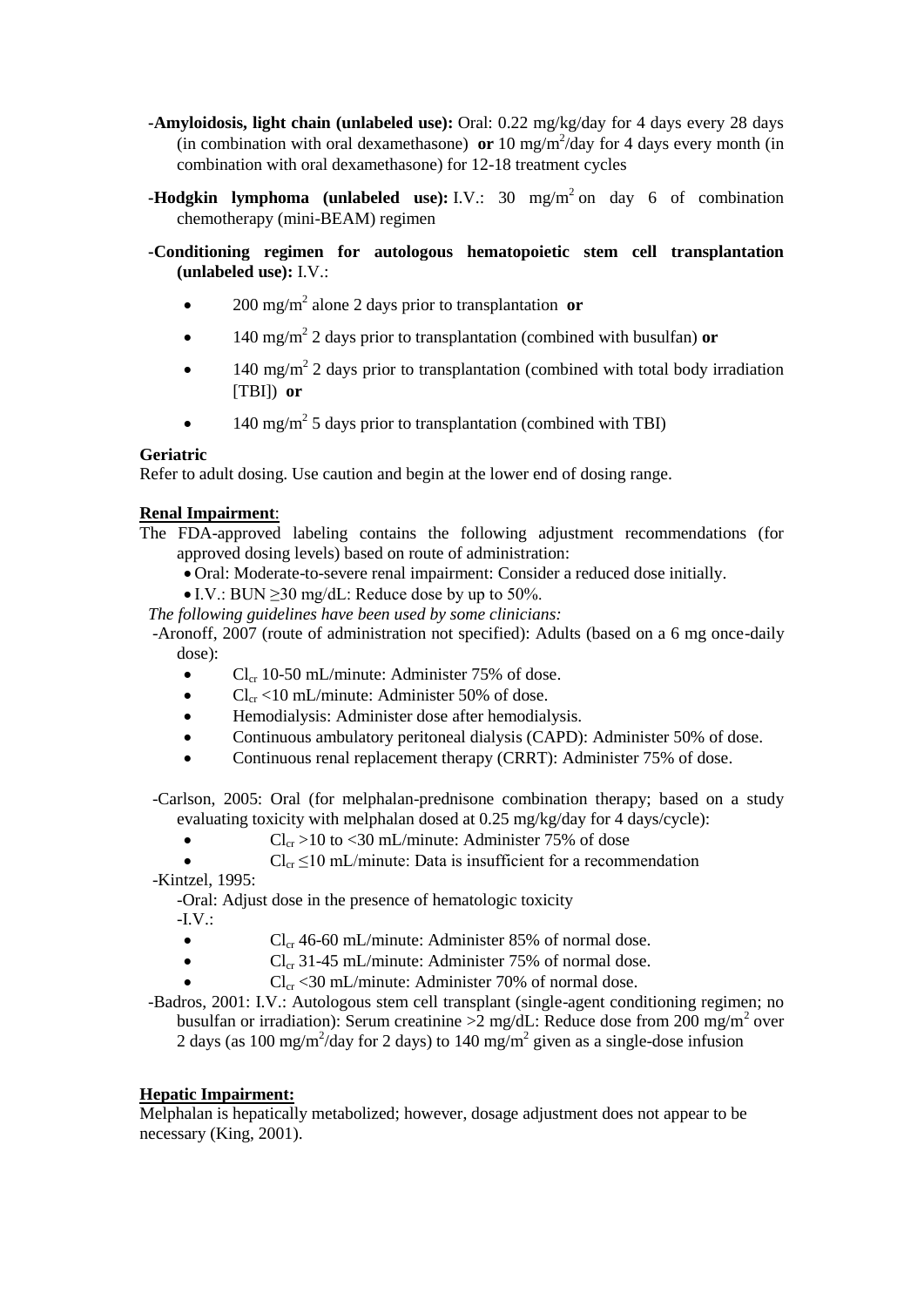- **-Amyloidosis, light chain (unlabeled use):** Oral: 0.22 mg/kg/day for 4 days every 28 days (in combination with oral dexamethasone) **or** 10 mg/m$^2$/day for 4 days every month (in combination with oral dexamethasone) for 12-18 treatment cycles
- **-Hodgkin lymphoma (unlabeled use):** I.V.: 30 mg/m$^2$ on day 6 of combination chemotherapy (mini-BEAM) regimen
- **-Conditioning regimen for autologous hematopoietic stem cell transplantation (unlabeled use):** I.V.:
  - 200 mg/m$^2$ alone 2 days prior to transplantation **or**
  - 140 mg/m$^2$ 2 days prior to transplantation (combined with busulfan) **or**
  - 140 mg/m$^2$ 2 days prior to transplantation (combined with total body irradiation [TBI]) **or**
  - 140 mg/m$^2$ 5 days prior to transplantation (combined with TBI)

**Geriatric**

Refer to adult dosing. Use caution and begin at the lower end of dosing range.

**Renal Impairment**:

The FDA-approved labeling contains the following adjustment recommendations (for approved dosing levels) based on route of administration:

- Oral: Moderate-to-severe renal impairment: Consider a reduced dose initially.
- I.V.: BUN ≥30 mg/dL: Reduce dose by up to 50%.

*The following guidelines have been used by some clinicians:*

-Aronoff, 2007 (route of administration not specified): Adults (based on a 6 mg once-daily dose):

- $Cl_{cr}$ 10-50 mL/minute: Administer 75% of dose.
- $Cl_{cr}$ <10 mL/minute: Administer 50% of dose.
- Hemodialysis: Administer dose after hemodialysis.
- Continuous ambulatory peritoneal dialysis (CAPD): Administer 50% of dose.
- Continuous renal replacement therapy (CRRT): Administer 75% of dose.

-Carlson, 2005: Oral (for melphalan-prednisone combination therapy; based on a study evaluating toxicity with melphalan dosed at 0.25 mg/kg/day for 4 days/cycle):

- $Cl_{cr}$ >10 to <30 mL/minute: Administer 75% of dose
- $Cl_{cr}$ ≤10 mL/minute: Data is insufficient for a recommendation

-Kintzel, 1995:

-Oral: Adjust dose in the presence of hematologic toxicity

-I.V.:

- $Cl_{cr}$ 46-60 mL/minute: Administer 85% of normal dose.
- $Cl_{cr}$ 31-45 mL/minute: Administer 75% of normal dose.
- $Cl_{cr}$ <30 mL/minute: Administer 70% of normal dose.

-Badros, 2001: I.V.: Autologous stem cell transplant (single-agent conditioning regimen; no busulfan or irradiation): Serum creatinine >2 mg/dL: Reduce dose from 200 mg/m$^2$ over 2 days (as 100 mg/m$^2$/day for 2 days) to 140 mg/m$^2$ given as a single-dose infusion

**Hepatic Impairment:**

Melphalan is hepatically metabolized; however, dosage adjustment does not appear to be necessary (King, 2001).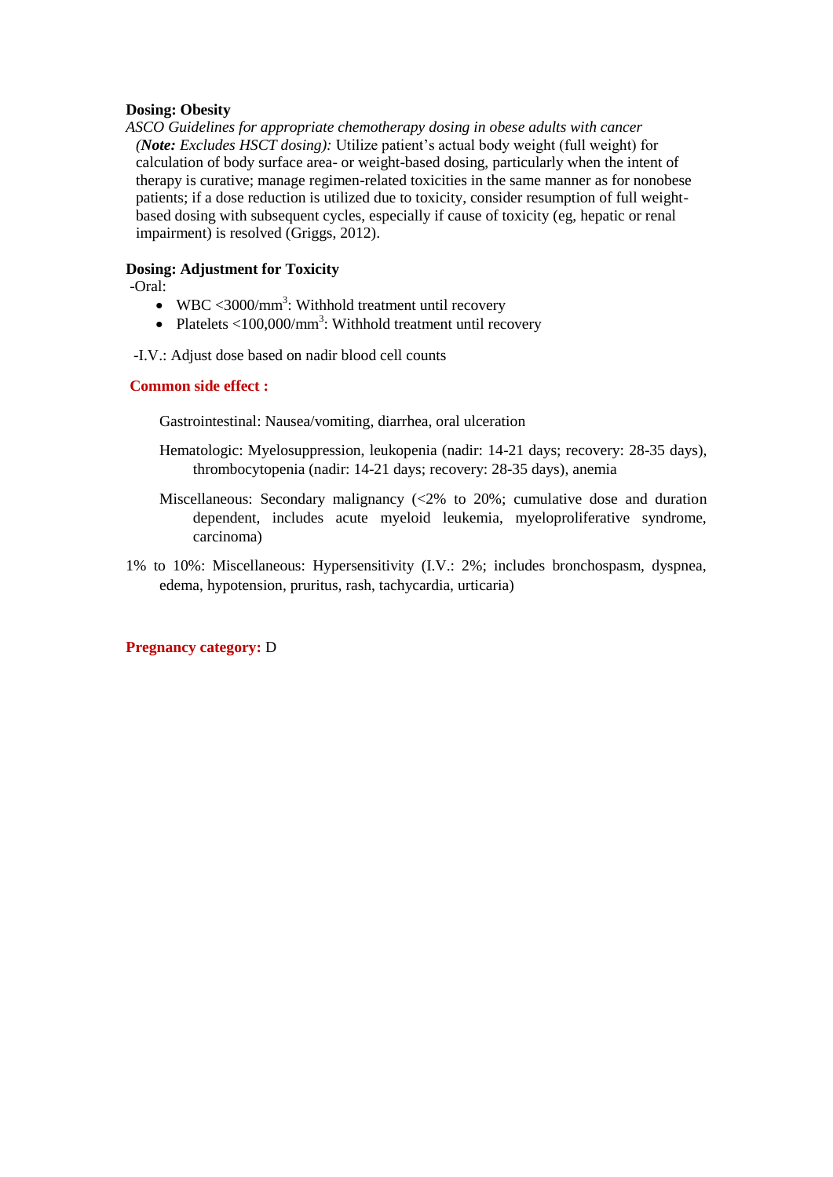**Dosing: Obesity**

*ASCO Guidelines for appropriate chemotherapy dosing in obese adults with cancer (**Note:** Excludes HSCT dosing):* Utilize patient's actual body weight (full weight) for calculation of body surface area- or weight-based dosing, particularly when the intent of therapy is curative; manage regimen-related toxicities in the same manner as for nonobese patients; if a dose reduction is utilized due to toxicity, consider resumption of full weight-based dosing with subsequent cycles, especially if cause of toxicity (eg, hepatic or renal impairment) is resolved (Griggs, 2012).

**Dosing: Adjustment for Toxicity**

-Oral:

- WBC <3000/mm$^3$: Withhold treatment until recovery
- Platelets <100,000/mm$^3$: Withhold treatment until recovery

-I.V.: Adjust dose based on nadir blood cell counts

**Common side effect :**

Gastrointestinal: Nausea/vomiting, diarrhea, oral ulceration

Hematologic: Myelosuppression, leukopenia (nadir: 14-21 days; recovery: 28-35 days), thrombocytopenia (nadir: 14-21 days; recovery: 28-35 days), anemia

Miscellaneous: Secondary malignancy (<2% to 20%; cumulative dose and duration dependent, includes acute myeloid leukemia, myeloproliferative syndrome, carcinoma)

1% to 10%: Miscellaneous: Hypersensitivity (I.V.: 2%; includes bronchospasm, dyspnea, edema, hypotension, pruritus, rash, tachycardia, urticaria)

**Pregnancy category:** D